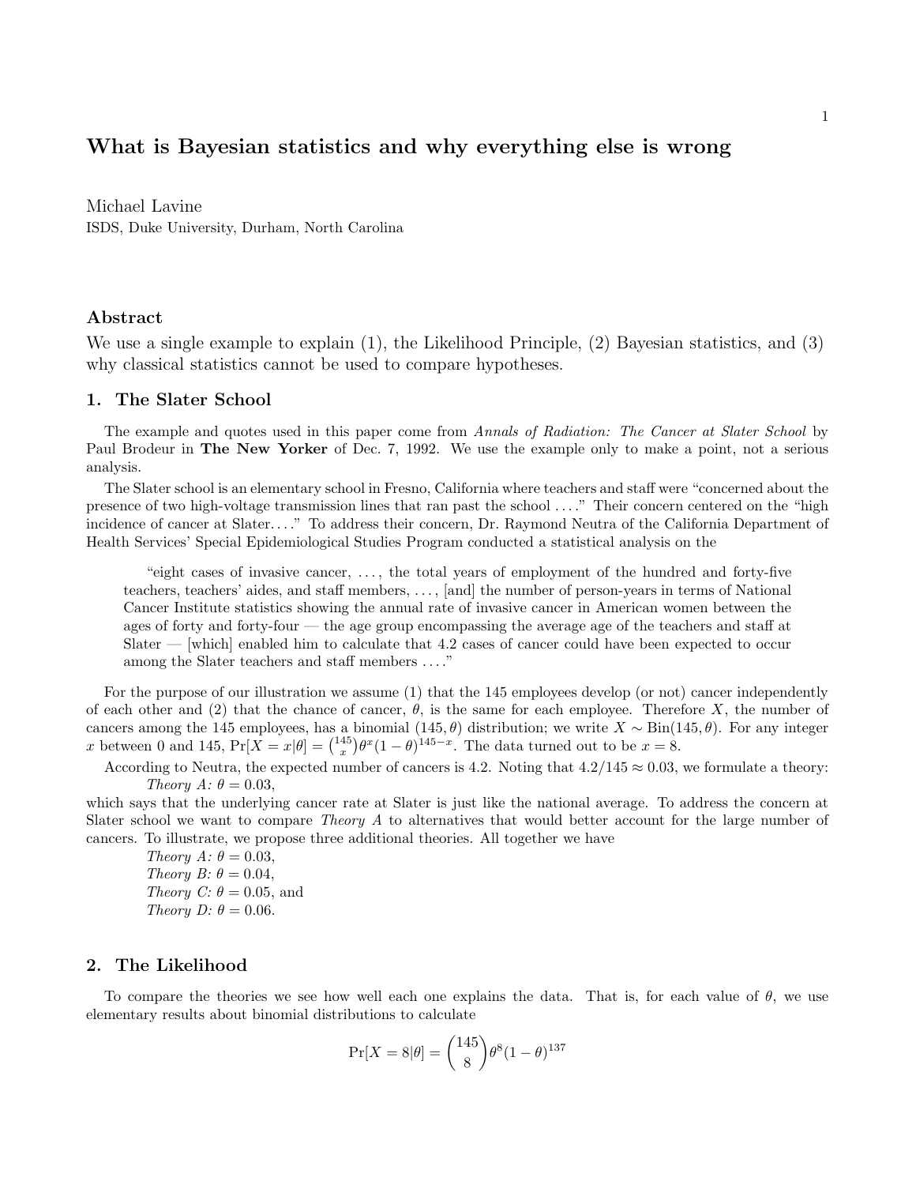# What is Bayesian statistics and why everything else is wrong

Michael Lavine
ISDS, Duke University, Durham, North Carolina

## Abstract

We use a single example to explain (1), the Likelihood Principle, (2) Bayesian statistics, and (3) why classical statistics cannot be used to compare hypotheses.

## 1. The Slater School

The example and quotes used in this paper come from *Annals of Radiation: The Cancer at Slater School* by Paul Brodeur in **The New Yorker** of Dec. 7, 1992. We use the example only to make a point, not a serious analysis.

The Slater school is an elementary school in Fresno, California where teachers and staff were "concerned about the presence of two high-voltage transmission lines that ran past the school ...." Their concern centered on the "high incidence of cancer at Slater...." To address their concern, Dr. Raymond Neutra of the California Department of Health Services' Special Epidemiological Studies Program conducted a statistical analysis on the

> "eight cases of invasive cancer, ..., the total years of employment of the hundred and forty-five teachers, teachers' aides, and staff members, ..., [and] the number of person-years in terms of National Cancer Institute statistics showing the annual rate of invasive cancer in American women between the ages of forty and forty-four — the age group encompassing the average age of the teachers and staff at Slater — [which] enabled him to calculate that 4.2 cases of cancer could have been expected to occur among the Slater teachers and staff members ...."

For the purpose of our illustration we assume (1) that the 145 employees develop (or not) cancer independently of each other and (2) that the chance of cancer, $\theta$, is the same for each employee. Therefore $X$, the number of cancers among the 145 employees, has a binomial $(145, \theta)$ distribution; we write $X \sim \text{Bin}(145, \theta)$. For any integer $x$ between 0 and 145, $\Pr[X = x|\theta] = \binom{145}{x}\theta^x(1-\theta)^{145-x}$. The data turned out to be $x = 8$.

According to Neutra, the expected number of cancers is 4.2. Noting that $4.2/145 \approx 0.03$, we formulate a theory:

*Theory A:* $\theta = 0.03$,

which says that the underlying cancer rate at Slater is just like the national average. To address the concern at Slater school we want to compare *Theory A* to alternatives that would better account for the large number of cancers. To illustrate, we propose three additional theories. All together we have

*Theory A:* $\theta = 0.03$,
*Theory B:* $\theta = 0.04$,
*Theory C:* $\theta = 0.05$, and
*Theory D:* $\theta = 0.06$.

## 2. The Likelihood

To compare the theories we see how well each one explains the data. That is, for each value of $\theta$, we use elementary results about binomial distributions to calculate

$$\Pr[X = 8|\theta] = \binom{145}{8}\theta^8(1-\theta)^{137}$$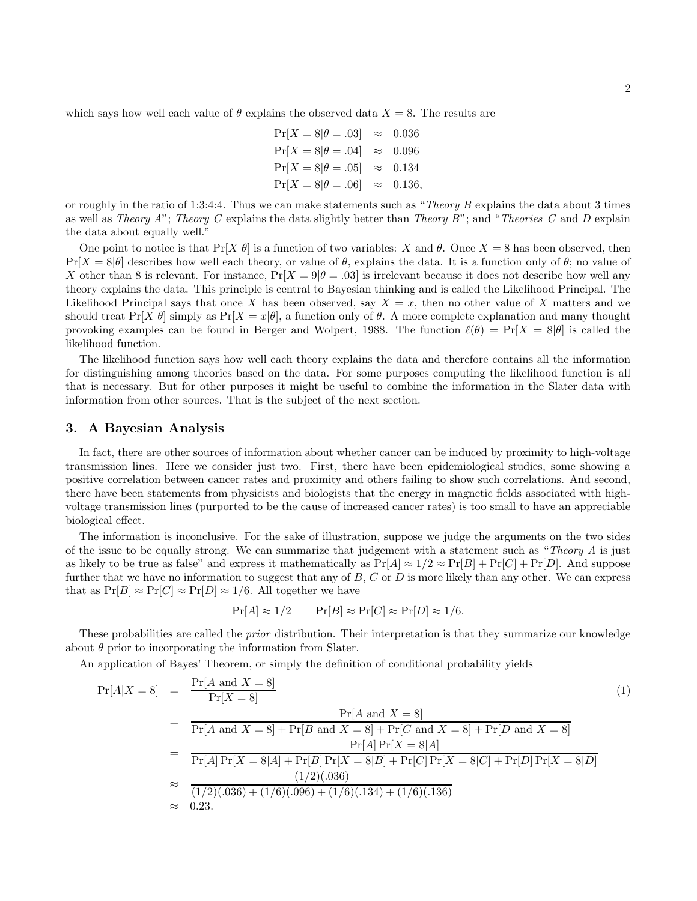which says how well each value of $\theta$ explains the observed data $X = 8$. The results are

$$
\begin{aligned}
\Pr[X=8|\theta=.03] &\approx 0.036 \\
\Pr[X=8|\theta=.04] &\approx 0.096 \\
\Pr[X=8|\theta=.05] &\approx 0.134 \\
\Pr[X=8|\theta=.06] &\approx 0.136,
\end{aligned}
$$

or roughly in the ratio of 1:3:4:4. Thus we can make statements such as "*Theory B* explains the data about 3 times as well as *Theory A*"; *Theory C* explains the data slightly better than *Theory B*"; and "*Theories C* and *D* explain the data about equally well."

One point to notice is that $\Pr[X|\theta]$ is a function of two variables: $X$ and $\theta$. Once $X = 8$ has been observed, then $\Pr[X = 8|\theta]$ describes how well each theory, or value of $\theta$, explains the data. It is a function only of $\theta$; no value of $X$ other than 8 is relevant. For instance, $\Pr[X = 9|\theta = .03]$ is irrelevant because it does not describe how well any theory explains the data. This principle is central to Bayesian thinking and is called the Likelihood Principal. The Likelihood Principal says that once $X$ has been observed, say $X = x$, then no other value of $X$ matters and we should treat $\Pr[X|\theta]$ simply as $\Pr[X = x|\theta]$, a function only of $\theta$. A more complete explanation and many thought provoking examples can be found in Berger and Wolpert, 1988. The function $\ell(\theta) = \Pr[X = 8|\theta]$ is called the likelihood function.

The likelihood function says how well each theory explains the data and therefore contains all the information for distinguishing among theories based on the data. For some purposes computing the likelihood function is all that is necessary. But for other purposes it might be useful to combine the information in the Slater data with information from other sources. That is the subject of the next section.

## 3. A Bayesian Analysis

In fact, there are other sources of information about whether cancer can be induced by proximity to high-voltage transmission lines. Here we consider just two. First, there have been epidemiological studies, some showing a positive correlation between cancer rates and proximity and others failing to show such correlations. And second, there have been statements from physicists and biologists that the energy in magnetic fields associated with high-voltage transmission lines (purported to be the cause of increased cancer rates) is too small to have an appreciable biological effect.

The information is inconclusive. For the sake of illustration, suppose we judge the arguments on the two sides of the issue to be equally strong. We can summarize that judgement with a statement such as "*Theory A* is just as likely to be true as false" and express it mathematically as $\Pr[A] \approx 1/2 \approx \Pr[B] + \Pr[C] + \Pr[D]$. And suppose further that we have no information to suggest that any of $B$, $C$ or $D$ is more likely than any other. We can express that as $\Pr[B] \approx \Pr[C] \approx \Pr[D] \approx 1/6$. All together we have

$$
\Pr[A] \approx 1/2 \qquad \Pr[B] \approx \Pr[C] \approx \Pr[D] \approx 1/6.
$$

These probabilities are called the *prior* distribution. Their interpretation is that they summarize our knowledge about $\theta$ prior to incorporating the information from Slater.

An application of Bayes' Theorem, or simply the definition of conditional probability yields

$$
\begin{aligned}
\Pr[A|X=8] &= \frac{\Pr[A \text{ and } X=8]}{\Pr[X=8]} \qquad (1) \\
&= \frac{\Pr[A \text{ and } X=8]}{\Pr[A \text{ and } X=8] + \Pr[B \text{ and } X=8] + \Pr[C \text{ and } X=8] + \Pr[D \text{ and } X=8]} \\
&= \frac{\Pr[A]\Pr[X=8|A]}{\Pr[A]\Pr[X=8|A] + \Pr[B]\Pr[X=8|B] + \Pr[C]\Pr[X=8|C] + \Pr[D]\Pr[X=8|D]} \\
&\approx \frac{(1/2)(.036)}{(1/2)(.036) + (1/6)(.096) + (1/6)(.134) + (1/6)(.136)} \\
&\approx 0.23.
\end{aligned}
$$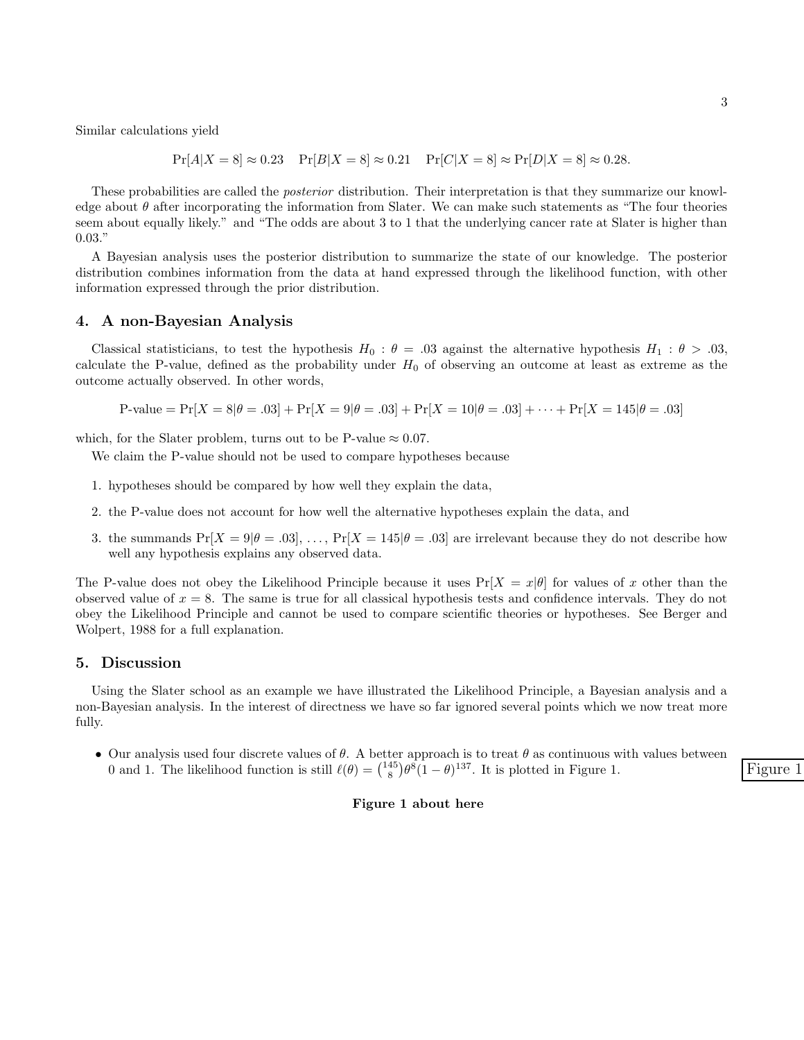Similar calculations yield

$$\Pr[A|X=8] \approx 0.23 \quad \Pr[B|X=8] \approx 0.21 \quad \Pr[C|X=8] \approx \Pr[D|X=8] \approx 0.28.$$

These probabilities are called the *posterior* distribution. Their interpretation is that they summarize our knowledge about $\theta$ after incorporating the information from Slater. We can make such statements as "The four theories seem about equally likely." and "The odds are about 3 to 1 that the underlying cancer rate at Slater is higher than 0.03."

A Bayesian analysis uses the posterior distribution to summarize the state of our knowledge. The posterior distribution combines information from the data at hand expressed through the likelihood function, with other information expressed through the prior distribution.

## 4. A non-Bayesian Analysis

Classical statisticians, to test the hypothesis $H_0 : \theta = .03$ against the alternative hypothesis $H_1 : \theta > .03$, calculate the P-value, defined as the probability under $H_0$ of observing an outcome at least as extreme as the outcome actually observed. In other words,

$$\text{P-value} = \Pr[X=8|\theta=.03] + \Pr[X=9|\theta=.03] + \Pr[X=10|\theta=.03] + \cdots + \Pr[X=145|\theta=.03]$$

which, for the Slater problem, turns out to be P-value $\approx 0.07$.

We claim the P-value should not be used to compare hypotheses because

1. hypotheses should be compared by how well they explain the data,
2. the P-value does not account for how well the alternative hypotheses explain the data, and
3. the summands $\Pr[X=9|\theta=.03]$, ..., $\Pr[X=145|\theta=.03]$ are irrelevant because they do not describe how well any hypothesis explains any observed data.

The P-value does not obey the Likelihood Principle because it uses $\Pr[X=x|\theta]$ for values of $x$ other than the observed value of $x=8$. The same is true for all classical hypothesis tests and confidence intervals. They do not obey the Likelihood Principle and cannot be used to compare scientific theories or hypotheses. See Berger and Wolpert, 1988 for a full explanation.

## 5. Discussion

Using the Slater school as an example we have illustrated the Likelihood Principle, a Bayesian analysis and a non-Bayesian analysis. In the interest of directness we have so far ignored several points which we now treat more fully.

- Our analysis used four discrete values of $\theta$. A better approach is to treat $\theta$ as continuous with values between 0 and 1. The likelihood function is still $\ell(\theta) = \binom{145}{8}\theta^8(1-\theta)^{137}$. It is plotted in Figure 1.

Figure 1

**Figure 1 about here**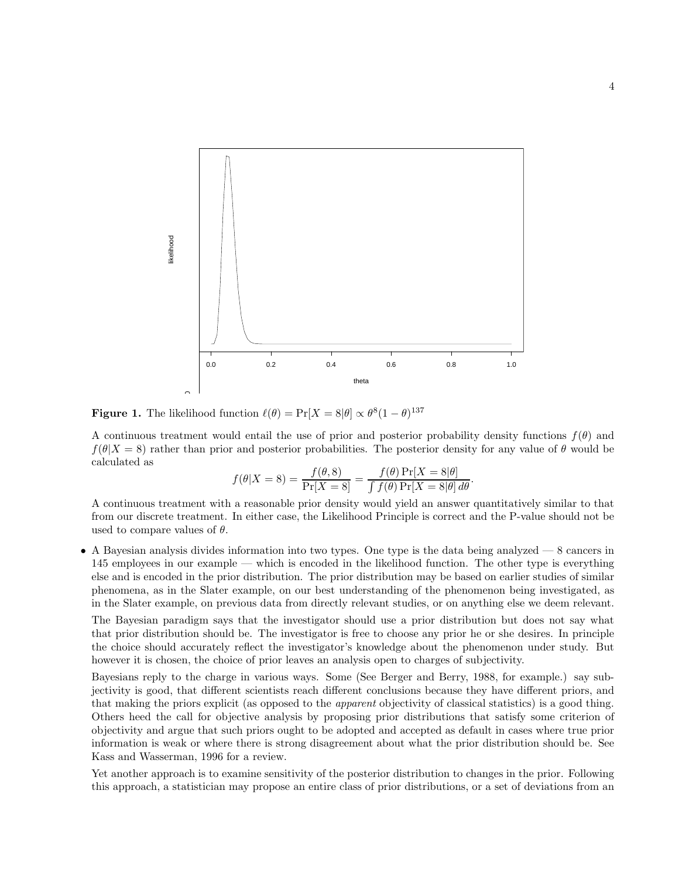**Figure 1.** The likelihood function $\ell(\theta) = \Pr[X = 8|\theta] \propto \theta^8(1-\theta)^{137}$

A continuous treatment would entail the use of prior and posterior probability density functions $f(\theta)$ and $f(\theta|X = 8)$ rather than prior and posterior probabilities. The posterior density for any value of $\theta$ would be calculated as

$$f(\theta|X = 8) = \frac{f(\theta, 8)}{\Pr[X = 8]} = \frac{f(\theta)\Pr[X = 8|\theta]}{\int f(\theta)\Pr[X = 8|\theta]\,d\theta}.$$

A continuous treatment with a reasonable prior density would yield an answer quantitatively similar to that from our discrete treatment. In either case, the Likelihood Principle is correct and the P-value should not be used to compare values of $\theta$.

- A Bayesian analysis divides information into two types. One type is the data being analyzed — 8 cancers in 145 employees in our example — which is encoded in the likelihood function. The other type is everything else and is encoded in the prior distribution. The prior distribution may be based on earlier studies of similar phenomena, as in the Slater example, on our best understanding of the phenomenon being investigated, as in the Slater example, on previous data from directly relevant studies, or on anything else we deem relevant.

  The Bayesian paradigm says that the investigator should use a prior distribution but does not say what that prior distribution should be. The investigator is free to choose any prior he or she desires. In principle the choice should accurately reflect the investigator's knowledge about the phenomenon under study. But however it is chosen, the choice of prior leaves an analysis open to charges of subjectivity.

  Bayesians reply to the charge in various ways. Some (See Berger and Berry, 1988, for example.) say subjectivity is good, that different scientists reach different conclusions because they have different priors, and that making the priors explicit (as opposed to the *apparent* objectivity of classical statistics) is a good thing. Others heed the call for objective analysis by proposing prior distributions that satisfy some criterion of objectivity and argue that such priors ought to be adopted and accepted as default in cases where true prior information is weak or where there is strong disagreement about what the prior distribution should be. See Kass and Wasserman, 1996 for a review.

  Yet another approach is to examine sensitivity of the posterior distribution to changes in the prior. Following this approach, a statistician may propose an entire class of prior distributions, or a set of deviations from an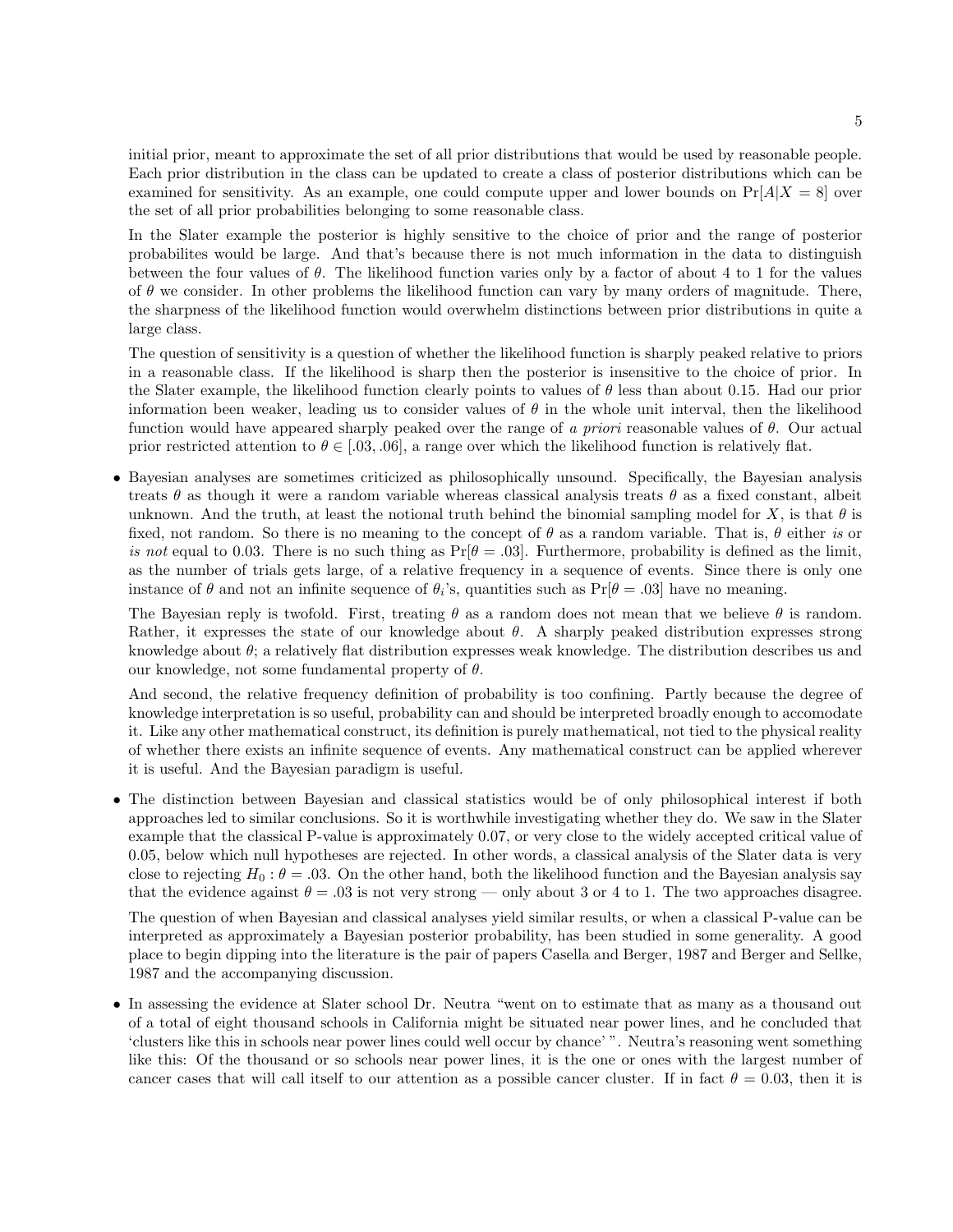initial prior, meant to approximate the set of all prior distributions that would be used by reasonable people. Each prior distribution in the class can be updated to create a class of posterior distributions which can be examined for sensitivity. As an example, one could compute upper and lower bounds on $\Pr[A|X = 8]$ over the set of all prior probabilities belonging to some reasonable class.

In the Slater example the posterior is highly sensitive to the choice of prior and the range of posterior probabilites would be large. And that's because there is not much information in the data to distinguish between the four values of $\theta$. The likelihood function varies only by a factor of about 4 to 1 for the values of $\theta$ we consider. In other problems the likelihood function can vary by many orders of magnitude. There, the sharpness of the likelihood function would overwhelm distinctions between prior distributions in quite a large class.

The question of sensitivity is a question of whether the likelihood function is sharply peaked relative to priors in a reasonable class. If the likelihood is sharp then the posterior is insensitive to the choice of prior. In the Slater example, the likelihood function clearly points to values of $\theta$ less than about 0.15. Had our prior information been weaker, leading us to consider values of $\theta$ in the whole unit interval, then the likelihood function would have appeared sharply peaked over the range of *a priori* reasonable values of $\theta$. Our actual prior restricted attention to $\theta \in [.03, .06]$, a range over which the likelihood function is relatively flat.

- Bayesian analyses are sometimes criticized as philosophically unsound. Specifically, the Bayesian analysis treats $\theta$ as though it were a random variable whereas classical analysis treats $\theta$ as a fixed constant, albeit unknown. And the truth, at least the notional truth behind the binomial sampling model for $X$, is that $\theta$ is fixed, not random. So there is no meaning to the concept of $\theta$ as a random variable. That is, $\theta$ either *is* or *is not* equal to 0.03. There is no such thing as $\Pr[\theta = .03]$. Furthermore, probability is defined as the limit, as the number of trials gets large, of a relative frequency in a sequence of events. Since there is only one instance of $\theta$ and not an infinite sequence of $\theta_i$'s, quantities such as $\Pr[\theta = .03]$ have no meaning.

  The Bayesian reply is twofold. First, treating $\theta$ as a random does not mean that we believe $\theta$ is random. Rather, it expresses the state of our knowledge about $\theta$. A sharply peaked distribution expresses strong knowledge about $\theta$; a relatively flat distribution expresses weak knowledge. The distribution describes us and our knowledge, not some fundamental property of $\theta$.

  And second, the relative frequency definition of probability is too confining. Partly because the degree of knowledge interpretation is so useful, probability can and should be interpreted broadly enough to accomodate it. Like any other mathematical construct, its definition is purely mathematical, not tied to the physical reality of whether there exists an infinite sequence of events. Any mathematical construct can be applied wherever it is useful. And the Bayesian paradigm is useful.

- The distinction between Bayesian and classical statistics would be of only philosophical interest if both approaches led to similar conclusions. So it is worthwhile investigating whether they do. We saw in the Slater example that the classical P-value is approximately 0.07, or very close to the widely accepted critical value of 0.05, below which null hypotheses are rejected. In other words, a classical analysis of the Slater data is very close to rejecting $H_0 : \theta = .03$. On the other hand, both the likelihood function and the Bayesian analysis say that the evidence against $\theta = .03$ is not very strong — only about 3 or 4 to 1. The two approaches disagree.

  The question of when Bayesian and classical analyses yield similar results, or when a classical P-value can be interpreted as approximately a Bayesian posterior probability, has been studied in some generality. A good place to begin dipping into the literature is the pair of papers Casella and Berger, 1987 and Berger and Sellke, 1987 and the accompanying discussion.

- In assessing the evidence at Slater school Dr. Neutra "went on to estimate that as many as a thousand out of a total of eight thousand schools in California might be situated near power lines, and he concluded that 'clusters like this in schools near power lines could well occur by chance' ". Neutra's reasoning went something like this: Of the thousand or so schools near power lines, it is the one or ones with the largest number of cancer cases that will call itself to our attention as a possible cancer cluster. If in fact $\theta = 0.03$, then it is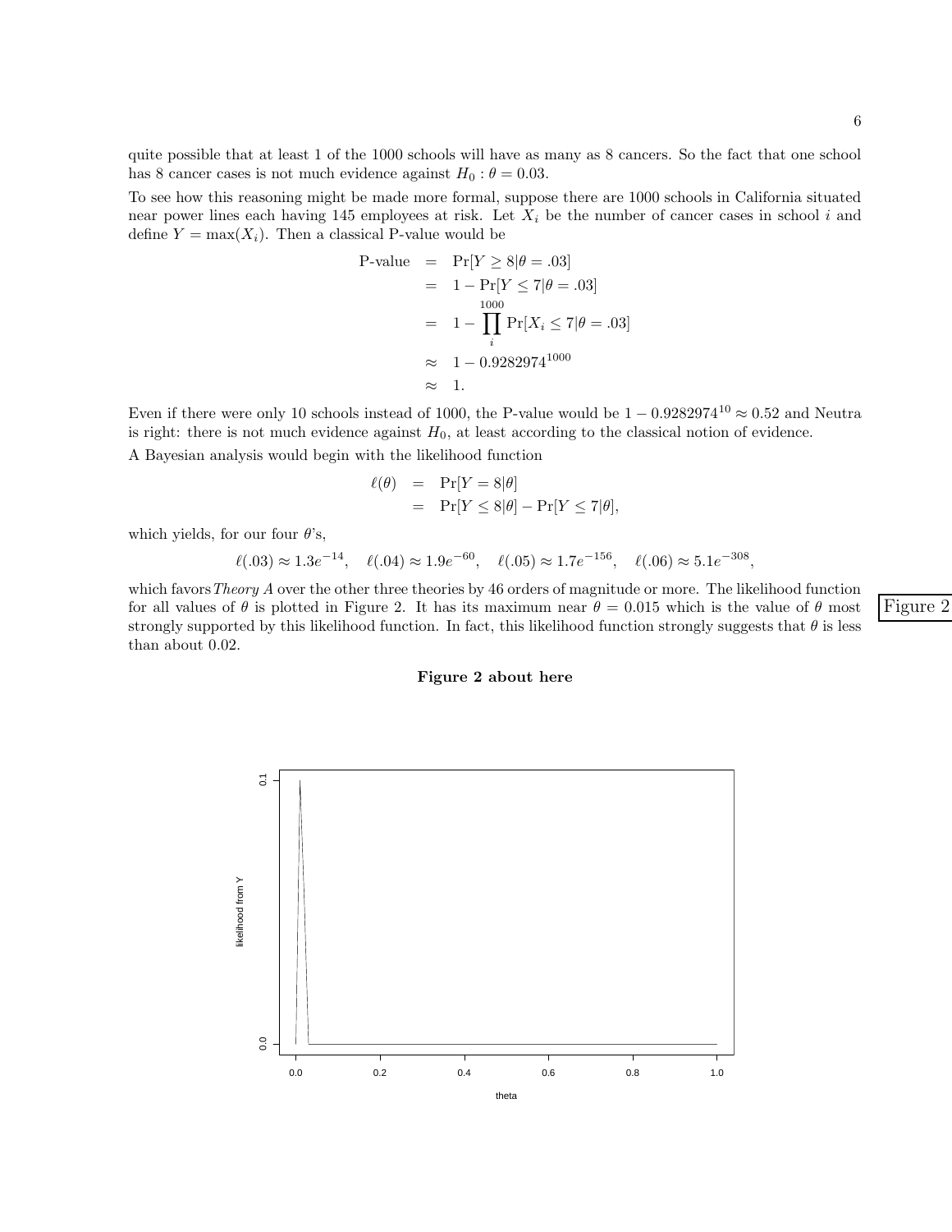quite possible that at least 1 of the 1000 schools will have as many as 8 cancers. So the fact that one school has 8 cancer cases is not much evidence against $H_0 : \theta = 0.03$.

To see how this reasoning might be made more formal, suppose there are 1000 schools in California situated near power lines each having 145 employees at risk. Let $X_i$ be the number of cancer cases in school $i$ and define $Y = \max(X_i)$. Then a classical P-value would be

$$
\begin{aligned}
\text{P-value} &= \Pr[Y \geq 8 | \theta = .03] \\
&= 1 - \Pr[Y \leq 7 | \theta = .03] \\
&= 1 - \prod_{i}^{1000} \Pr[X_i \leq 7 | \theta = .03] \\
&\approx 1 - 0.9282974^{1000} \\
&\approx 1.
\end{aligned}
$$

Even if there were only 10 schools instead of 1000, the P-value would be $1 - 0.9282974^{10} \approx 0.52$ and Neutra is right: there is not much evidence against $H_0$, at least according to the classical notion of evidence.

A Bayesian analysis would begin with the likelihood function

$$
\begin{aligned}
\ell(\theta) &= \Pr[Y = 8 | \theta] \\
&= \Pr[Y \leq 8 | \theta] - \Pr[Y \leq 7 | \theta],
\end{aligned}
$$

which yields, for our four $\theta$'s,

$$
\ell(.03) \approx 1.3e^{-14}, \quad \ell(.04) \approx 1.9e^{-60}, \quad \ell(.05) \approx 1.7e^{-156}, \quad \ell(.06) \approx 5.1e^{-308},
$$

which favors *Theory A* over the other three theories by 46 orders of magnitude or more. The likelihood function for all values of $\theta$ is plotted in Figure 2. It has its maximum near $\theta = 0.015$ which is the value of $\theta$ most strongly supported by this likelihood function. In fact, this likelihood function strongly suggests that $\theta$ is less than about 0.02.

**Figure 2 about here**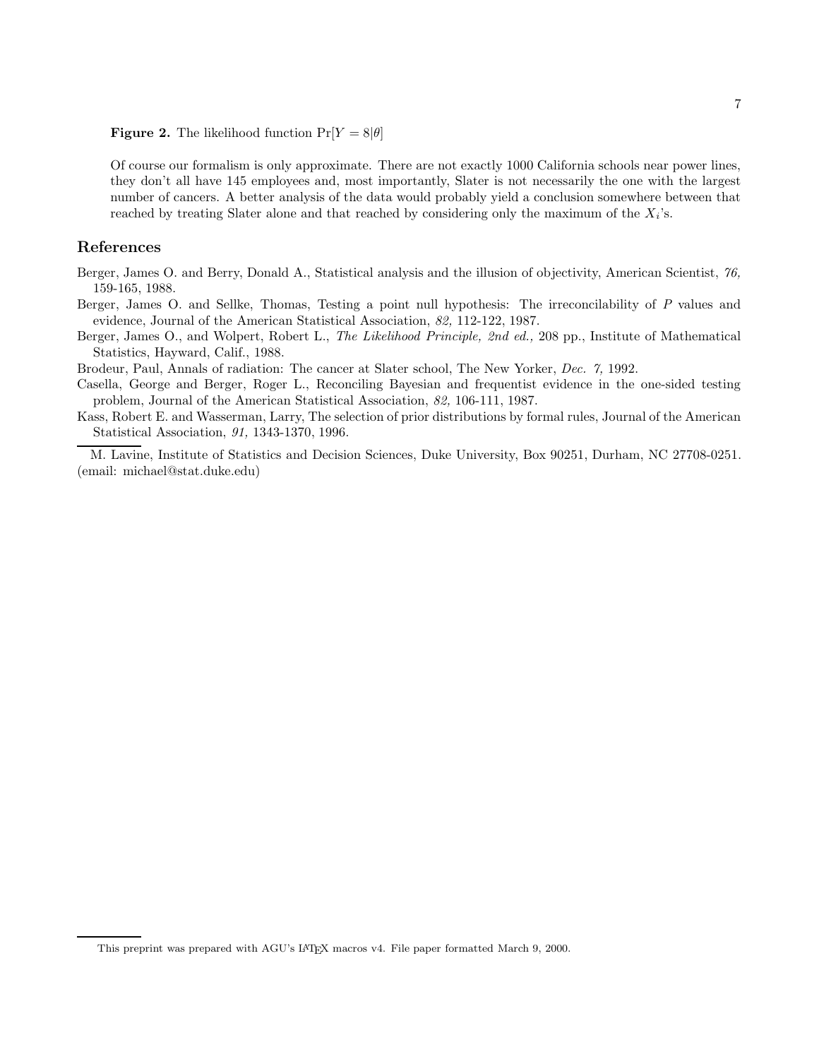**Figure 2.** The likelihood function $\Pr[Y = 8|\theta]$

Of course our formalism is only approximate. There are not exactly 1000 California schools near power lines, they don't all have 145 employees and, most importantly, Slater is not necessarily the one with the largest number of cancers. A better analysis of the data would probably yield a conclusion somewhere between that reached by treating Slater alone and that reached by considering only the maximum of the $X_i$'s.

## References

Berger, James O. and Berry, Donald A., Statistical analysis and the illusion of objectivity, American Scientist, *76,* 159-165, 1988.

Berger, James O. and Sellke, Thomas, Testing a point null hypothesis: The irreconcilability of *P* values and evidence, Journal of the American Statistical Association, *82,* 112-122, 1987.

Berger, James O., and Wolpert, Robert L., *The Likelihood Principle, 2nd ed.,* 208 pp., Institute of Mathematical Statistics, Hayward, Calif., 1988.

Brodeur, Paul, Annals of radiation: The cancer at Slater school, The New Yorker, *Dec. 7,* 1992.

Casella, George and Berger, Roger L., Reconciling Bayesian and frequentist evidence in the one-sided testing problem, Journal of the American Statistical Association, *82,* 106-111, 1987.

Kass, Robert E. and Wasserman, Larry, The selection of prior distributions by formal rules, Journal of the American Statistical Association, *91,* 1343-1370, 1996.

M. Lavine, Institute of Statistics and Decision Sciences, Duke University, Box 90251, Durham, NC 27708-0251. (email: michael@stat.duke.edu)

This preprint was prepared with AGU's LaTeX macros v4. File paper formatted March 9, 2000.